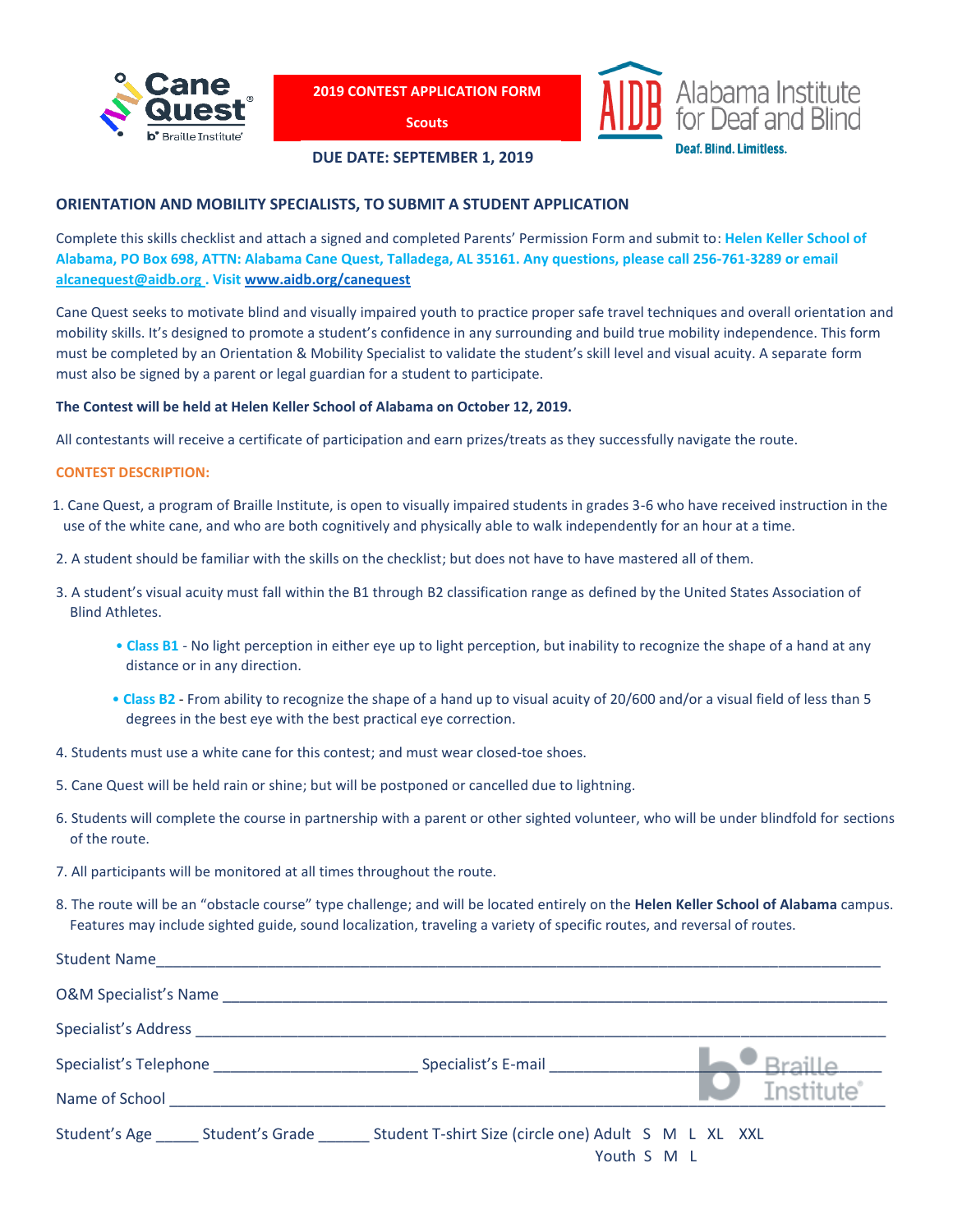**2019 CONTEST APPLICATION FORM**

**Scouts**

**DUE DATE: SEPTEMBER 1, 2019**

Alabama Institute for Deaf and Blind

Deaf. Blind. Limitless.

## ORIENTATION AND MOBILITY SPECIALISTS, TO SUBMIT A STUDENT APPLICATION

Complete this skills checklist and attach a signed and completed Parents' Permission Form and submit to: **Helen Keller School of Alabama, PO Box 698, ATTN: Alabama Cane Quest, Talladega, AL 35161. Any questions, please call 256-761-3289 or email alcanequest@aidb.org . Visit www.aidb.org/canequest**

Cane Quest seeks to motivate blind and visually impaired youth to practice proper safe travel techniques and overall orientation and mobility skills. It's designed to promote a student's confidence in any surrounding and build true mobility independence. This form must be completed by an Orientation & Mobility Specialist to validate the student's skill level and visual acuity. A separate form must also be signed by a parent or legal guardian for a student to participate.

**The Contest will be held at Helen Keller School of Alabama on October 12, 2019.**

All contestants will receive a certificate of participation and earn prizes/treats as they successfully navigate the route.

**CONTEST DESCRIPTION:**

1. Cane Quest, a program of Braille Institute, is open to visually impaired students in grades 3-6 who have received instruction in the use of the white cane, and who are both cognitively and physically able to walk independently for an hour at a time.
2. A student should be familiar with the skills on the checklist; but does not have to have mastered all of them.
3. A student's visual acuity must fall within the B1 through B2 classification range as defined by the United States Association of Blind Athletes.
   - **Class B1** - No light perception in either eye up to light perception, but inability to recognize the shape of a hand at any distance or in any direction.
   - **Class B2** - From ability to recognize the shape of a hand up to visual acuity of 20/600 and/or a visual field of less than 5 degrees in the best eye with the best practical eye correction.
4. Students must use a white cane for this contest; and must wear closed-toe shoes.
5. Cane Quest will be held rain or shine; but will be postponed or cancelled due to lightning.
6. Students will complete the course in partnership with a parent or other sighted volunteer, who will be under blindfold for sections of the route.
7. All participants will be monitored at all times throughout the route.
8. The route will be an "obstacle course" type challenge; and will be located entirely on the **Helen Keller School of Alabama** campus. Features may include sighted guide, sound localization, traveling a variety of specific routes, and reversal of routes.

Student Name\_\_\_\_\_\_\_\_\_\_\_\_\_\_\_\_\_\_\_\_\_\_\_\_\_\_\_\_\_\_\_\_\_\_\_\_\_\_\_\_\_\_\_\_\_\_\_\_\_\_\_\_\_\_\_\_

O&M Specialist's Name \_\_\_\_\_\_\_\_\_\_\_\_\_\_\_\_\_\_\_\_\_\_\_\_\_\_\_\_\_\_\_\_\_\_\_\_\_\_\_\_\_\_\_\_\_\_\_\_\_\_

Specialist's Address \_\_\_\_\_\_\_\_\_\_\_\_\_\_\_\_\_\_\_\_\_\_\_\_\_\_\_\_\_\_\_\_\_\_\_\_\_\_\_\_\_\_\_\_\_\_\_\_\_\_\_\_

Specialist's Telephone \_\_\_\_\_\_\_\_\_\_\_\_\_\_\_\_\_ Specialist's E-mail \_\_\_\_\_\_\_\_\_\_\_\_\_\_\_\_\_\_\_\_\_\_\_\_

Name of School \_\_\_\_\_\_\_\_\_\_\_\_\_\_\_\_\_\_\_\_\_\_\_\_\_\_\_\_\_\_\_\_\_\_\_\_\_\_\_\_\_\_\_\_\_\_\_\_\_\_\_\_\_\_\_\_

Student's Age \_\_\_\_\_ Student's Grade \_\_\_\_\_\_ Student T-shirt Size (circle one) Adult S M L XL XXL
Youth S M L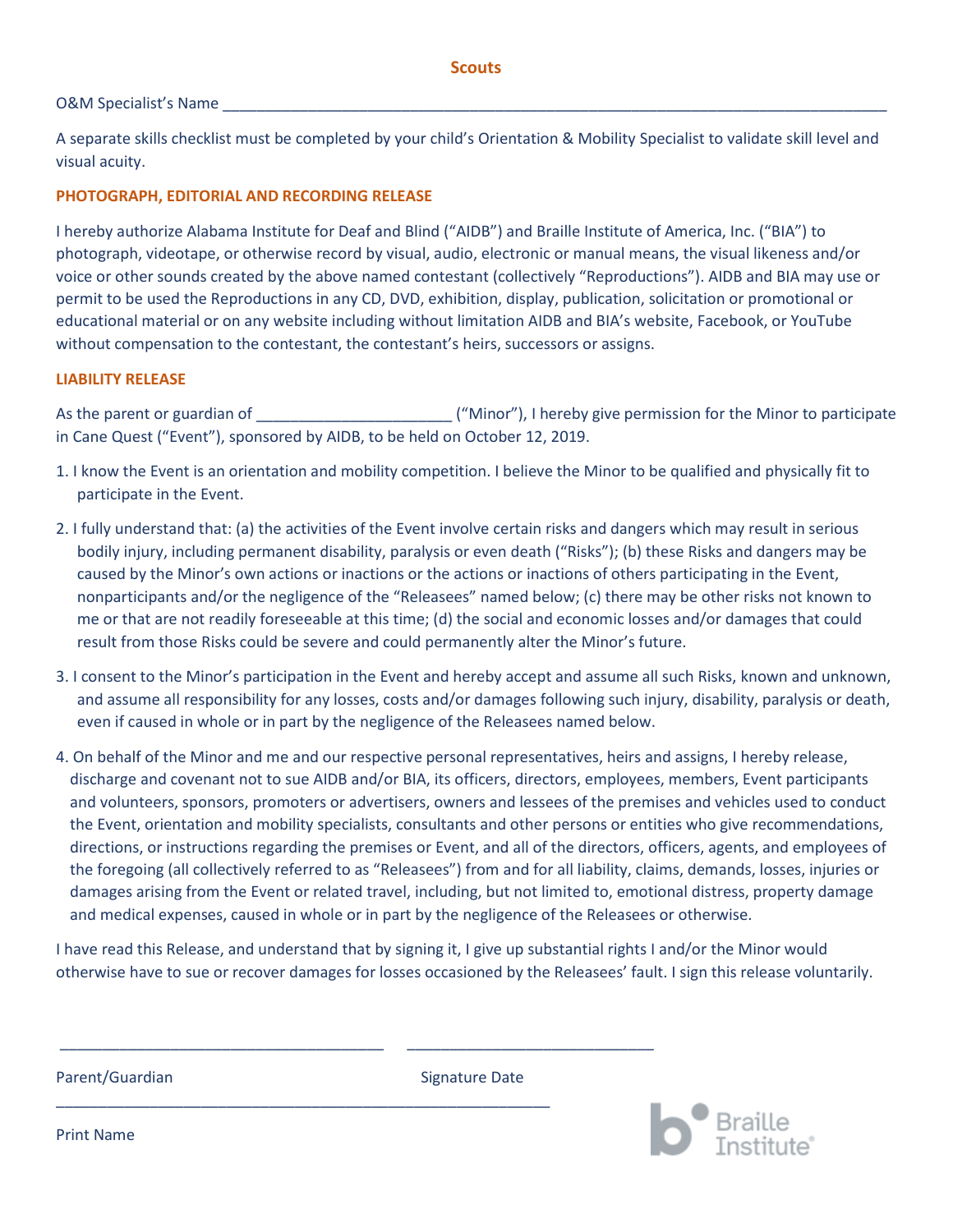## Scouts

O&M Specialist's Name ________________________________________________________________________________

A separate skills checklist must be completed by your child's Orientation & Mobility Specialist to validate skill level and visual acuity.

### PHOTOGRAPH, EDITORIAL AND RECORDING RELEASE

I hereby authorize Alabama Institute for Deaf and Blind ("AIDB") and Braille Institute of America, Inc. ("BIA") to photograph, videotape, or otherwise record by visual, audio, electronic or manual means, the visual likeness and/or voice or other sounds created by the above named contestant (collectively "Reproductions"). AIDB and BIA may use or permit to be used the Reproductions in any CD, DVD, exhibition, display, publication, solicitation or promotional or educational material or on any website including without limitation AIDB and BIA's website, Facebook, or YouTube without compensation to the contestant, the contestant's heirs, successors or assigns.

### LIABILITY RELEASE

As the parent or guardian of ______________________ ("Minor"), I hereby give permission for the Minor to participate in Cane Quest ("Event"), sponsored by AIDB, to be held on October 12, 2019.

1. I know the Event is an orientation and mobility competition. I believe the Minor to be qualified and physically fit to participate in the Event.
2. I fully understand that: (a) the activities of the Event involve certain risks and dangers which may result in serious bodily injury, including permanent disability, paralysis or even death ("Risks"); (b) these Risks and dangers may be caused by the Minor's own actions or inactions or the actions or inactions of others participating in the Event, nonparticipants and/or the negligence of the "Releasees" named below; (c) there may be other risks not known to me or that are not readily foreseeable at this time; (d) the social and economic losses and/or damages that could result from those Risks could be severe and could permanently alter the Minor's future.
3. I consent to the Minor's participation in the Event and hereby accept and assume all such Risks, known and unknown, and assume all responsibility for any losses, costs and/or damages following such injury, disability, paralysis or death, even if caused in whole or in part by the negligence of the Releasees named below.
4. On behalf of the Minor and me and our respective personal representatives, heirs and assigns, I hereby release, discharge and covenant not to sue AIDB and/or BIA, its officers, directors, employees, members, Event participants and volunteers, sponsors, promoters or advertisers, owners and lessees of the premises and vehicles used to conduct the Event, orientation and mobility specialists, consultants and other persons or entities who give recommendations, directions, or instructions regarding the premises or Event, and all of the directors, officers, agents, and employees of the foregoing (all collectively referred to as "Releasees") from and for all liability, claims, demands, losses, injuries or damages arising from the Event or related travel, including, but not limited to, emotional distress, property damage and medical expenses, caused in whole or in part by the negligence of the Releasees or otherwise.

I have read this Release, and understand that by signing it, I give up substantial rights I and/or the Minor would otherwise have to sue or recover damages for losses occasioned by the Releasees' fault. I sign this release voluntarily.

______________________________________ ____________________________

Parent/Guardian Signature Date

__________________________________________________________

Print Name

Braille Institute®